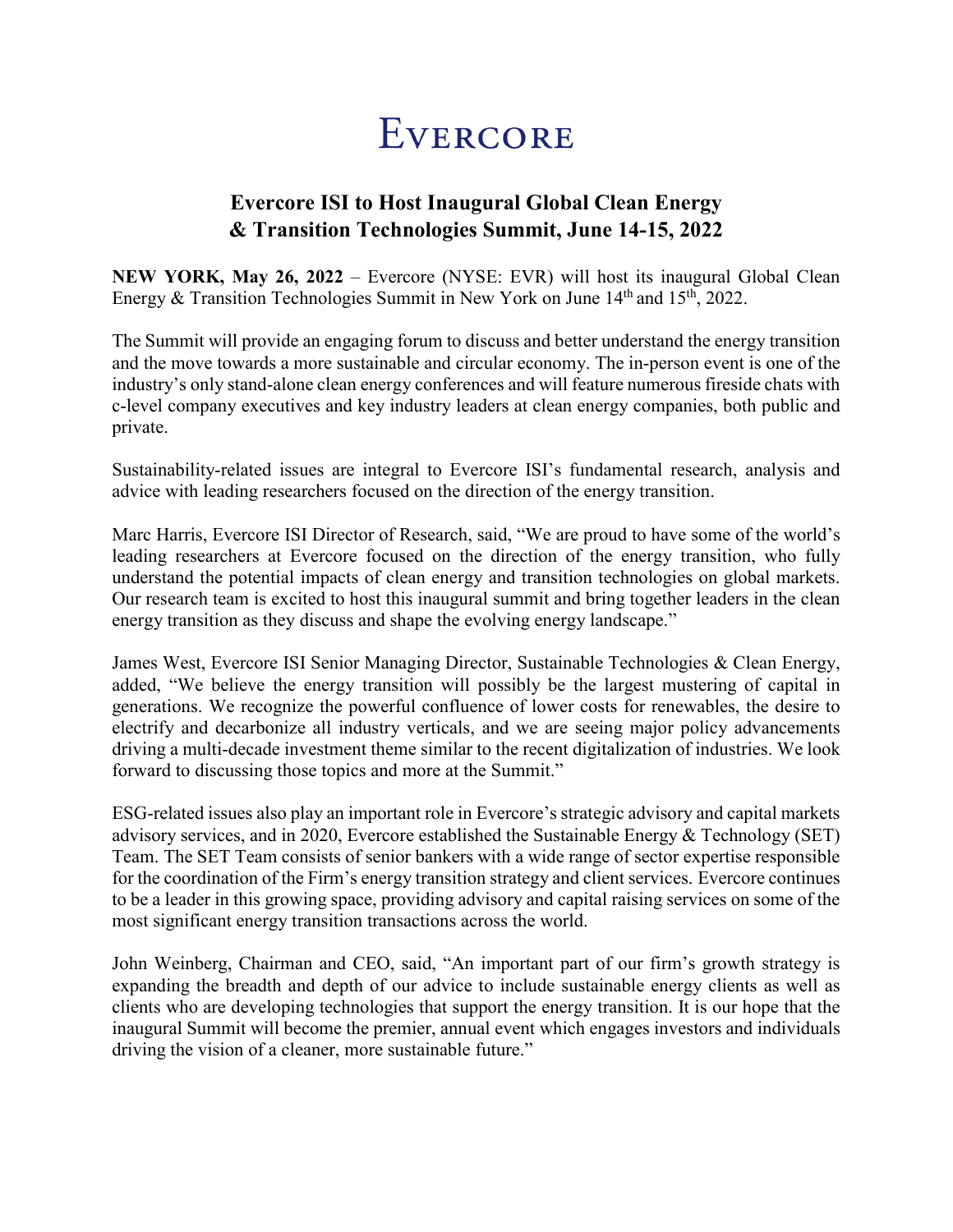# EVERCORE

## Evercore ISI to Host Inaugural Global Clean Energy & Transition Technologies Summit, June 14-15, 2022

**NEW YORK, May 26, 2022** – Evercore (NYSE: EVR) will host its inaugural Global Clean Energy & Transition Technologies Summit in New York on June 14th and 15th, 2022.

The Summit will provide an engaging forum to discuss and better understand the energy transition and the move towards a more sustainable and circular economy. The in-person event is one of the industry's only stand-alone clean energy conferences and will feature numerous fireside chats with c-level company executives and key industry leaders at clean energy companies, both public and private.

Sustainability-related issues are integral to Evercore ISI's fundamental research, analysis and advice with leading researchers focused on the direction of the energy transition.

Marc Harris, Evercore ISI Director of Research, said, "We are proud to have some of the world's leading researchers at Evercore focused on the direction of the energy transition, who fully understand the potential impacts of clean energy and transition technologies on global markets. Our research team is excited to host this inaugural summit and bring together leaders in the clean energy transition as they discuss and shape the evolving energy landscape."

James West, Evercore ISI Senior Managing Director, Sustainable Technologies & Clean Energy, added, "We believe the energy transition will possibly be the largest mustering of capital in generations. We recognize the powerful confluence of lower costs for renewables, the desire to electrify and decarbonize all industry verticals, and we are seeing major policy advancements driving a multi-decade investment theme similar to the recent digitalization of industries. We look forward to discussing those topics and more at the Summit."

ESG-related issues also play an important role in Evercore's strategic advisory and capital markets advisory services, and in 2020, Evercore established the Sustainable Energy & Technology (SET) Team. The SET Team consists of senior bankers with a wide range of sector expertise responsible for the coordination of the Firm's energy transition strategy and client services. Evercore continues to be a leader in this growing space, providing advisory and capital raising services on some of the most significant energy transition transactions across the world.

John Weinberg, Chairman and CEO, said, "An important part of our firm's growth strategy is expanding the breadth and depth of our advice to include sustainable energy clients as well as clients who are developing technologies that support the energy transition. It is our hope that the inaugural Summit will become the premier, annual event which engages investors and individuals driving the vision of a cleaner, more sustainable future."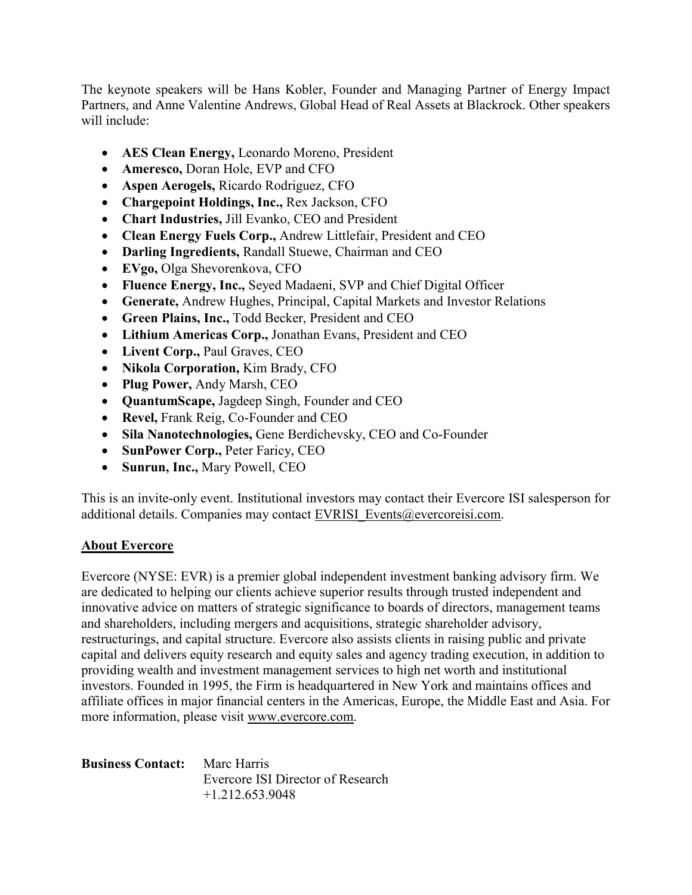The keynote speakers will be Hans Kobler, Founder and Managing Partner of Energy Impact Partners, and Anne Valentine Andrews, Global Head of Real Assets at Blackrock. Other speakers will include:

- **AES Clean Energy,** Leonardo Moreno, President
- **Ameresco,** Doran Hole, EVP and CFO
- **Aspen Aerogels,** Ricardo Rodriguez, CFO
- **Chargepoint Holdings, Inc.,** Rex Jackson, CFO
- **Chart Industries,** Jill Evanko, CEO and President
- **Clean Energy Fuels Corp.,** Andrew Littlefair, President and CEO
- **Darling Ingredients,** Randall Stuewe, Chairman and CEO
- **EVgo,** Olga Shevorenkova, CFO
- **Fluence Energy, Inc.,** Seyed Madaeni, SVP and Chief Digital Officer
- **Generate,** Andrew Hughes, Principal, Capital Markets and Investor Relations
- **Green Plains, Inc.,** Todd Becker, President and CEO
- **Lithium Americas Corp.,** Jonathan Evans, President and CEO
- **Livent Corp.,** Paul Graves, CEO
- **Nikola Corporation,** Kim Brady, CFO
- **Plug Power,** Andy Marsh, CEO
- **QuantumScape,** Jagdeep Singh, Founder and CEO
- **Revel,** Frank Reig, Co-Founder and CEO
- **Sila Nanotechnologies,** Gene Berdichevsky, CEO and Co-Founder
- **SunPower Corp.,** Peter Faricy, CEO
- **Sunrun, Inc.,** Mary Powell, CEO

This is an invite-only event. Institutional investors may contact their Evercore ISI salesperson for additional details. Companies may contact EVRISI_Events@evercoreisi.com.

## About Evercore

Evercore (NYSE: EVR) is a premier global independent investment banking advisory firm. We are dedicated to helping our clients achieve superior results through trusted independent and innovative advice on matters of strategic significance to boards of directors, management teams and shareholders, including mergers and acquisitions, strategic shareholder advisory, restructurings, and capital structure. Evercore also assists clients in raising public and private capital and delivers equity research and equity sales and agency trading execution, in addition to providing wealth and investment management services to high net worth and institutional investors. Founded in 1995, the Firm is headquartered in New York and maintains offices and affiliate offices in major financial centers in the Americas, Europe, the Middle East and Asia. For more information, please visit www.evercore.com.

**Business Contact:** Marc Harris
Evercore ISI Director of Research
+1.212.653.9048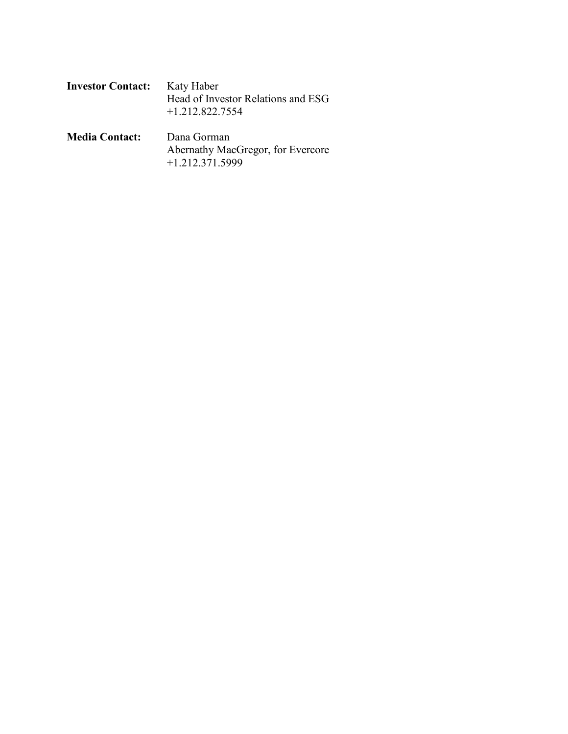**Investor Contact:** Katy Haber
Head of Investor Relations and ESG
+1.212.822.7554

**Media Contact:** Dana Gorman
Abernathy MacGregor, for Evercore
+1.212.371.5999